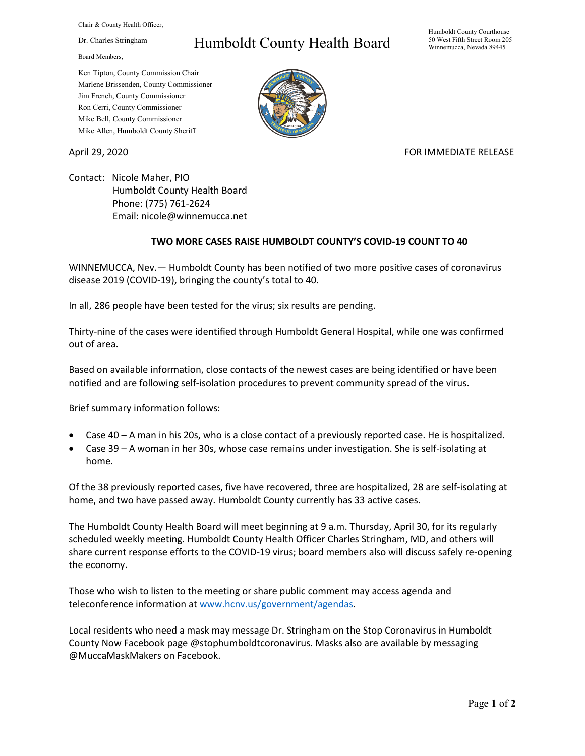Chair & County Health Officer,

Dr. Charles Stringham

# Humboldt County Health Board

Humboldt County Courthouse
50 West Fifth Street Room 205
Winnemucca, Nevada 89445

Board Members,

Ken Tipton, County Commission Chair
Marlene Brissenden, County Commissioner
Jim French, County Commissioner
Ron Cerri, County Commissioner
Mike Bell, County Commissioner
Mike Allen, Humboldt County Sheriff

April 29, 2020

FOR IMMEDIATE RELEASE

Contact: Nicole Maher, PIO
Humboldt County Health Board
Phone: (775) 761-2624
Email: nicole@winnemucca.net

**TWO MORE CASES RAISE HUMBOLDT COUNTY'S COVID-19 COUNT TO 40**

WINNEMUCCA, Nev.— Humboldt County has been notified of two more positive cases of coronavirus disease 2019 (COVID-19), bringing the county's total to 40.

In all, 286 people have been tested for the virus; six results are pending.

Thirty-nine of the cases were identified through Humboldt General Hospital, while one was confirmed out of area.

Based on available information, close contacts of the newest cases are being identified or have been notified and are following self-isolation procedures to prevent community spread of the virus.

Brief summary information follows:

- Case 40 – A man in his 20s, who is a close contact of a previously reported case. He is hospitalized.
- Case 39 – A woman in her 30s, whose case remains under investigation. She is self-isolating at home.

Of the 38 previously reported cases, five have recovered, three are hospitalized, 28 are self-isolating at home, and two have passed away. Humboldt County currently has 33 active cases.

The Humboldt County Health Board will meet beginning at 9 a.m. Thursday, April 30, for its regularly scheduled weekly meeting. Humboldt County Health Officer Charles Stringham, MD, and others will share current response efforts to the COVID-19 virus; board members also will discuss safely re-opening the economy.

Those who wish to listen to the meeting or share public comment may access agenda and teleconference information at [www.hcnv.us/government/agendas](http://www.hcnv.us/government/agendas).

Local residents who need a mask may message Dr. Stringham on the Stop Coronavirus in Humboldt County Now Facebook page @stophumboldtcoronavirus. Masks also are available by messaging @MuccaMaskMakers on Facebook.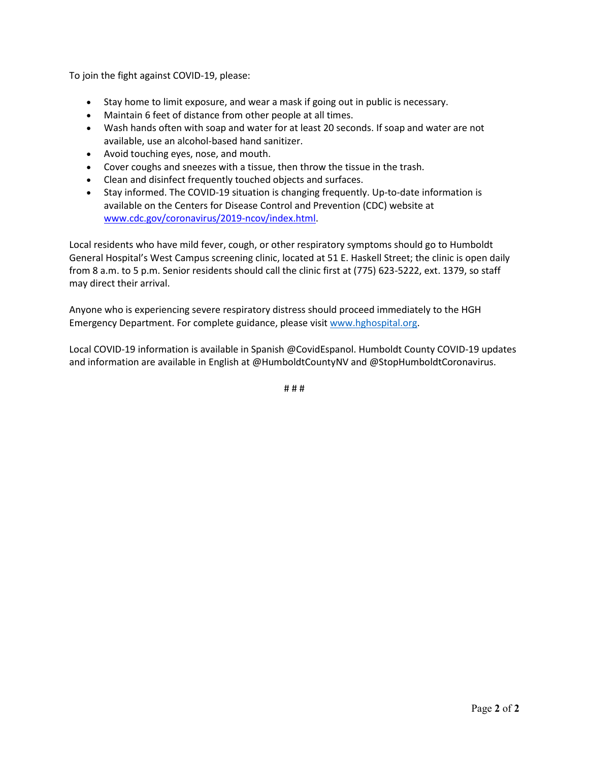To join the fight against COVID-19, please:

- Stay home to limit exposure, and wear a mask if going out in public is necessary.
- Maintain 6 feet of distance from other people at all times.
- Wash hands often with soap and water for at least 20 seconds. If soap and water are not available, use an alcohol-based hand sanitizer.
- Avoid touching eyes, nose, and mouth.
- Cover coughs and sneezes with a tissue, then throw the tissue in the trash.
- Clean and disinfect frequently touched objects and surfaces.
- Stay informed. The COVID-19 situation is changing frequently. Up-to-date information is available on the Centers for Disease Control and Prevention (CDC) website at [www.cdc.gov/coronavirus/2019-ncov/index.html](www.cdc.gov/coronavirus/2019-ncov/index.html).

Local residents who have mild fever, cough, or other respiratory symptoms should go to Humboldt General Hospital's West Campus screening clinic, located at 51 E. Haskell Street; the clinic is open daily from 8 a.m. to 5 p.m. Senior residents should call the clinic first at (775) 623-5222, ext. 1379, so staff may direct their arrival.

Anyone who is experiencing severe respiratory distress should proceed immediately to the HGH Emergency Department. For complete guidance, please visit [www.hghospital.org](www.hghospital.org).

Local COVID-19 information is available in Spanish @CovidEspanol. Humboldt County COVID-19 updates and information are available in English at @HumboldtCountyNV and @StopHumboldtCoronavirus.

# # #